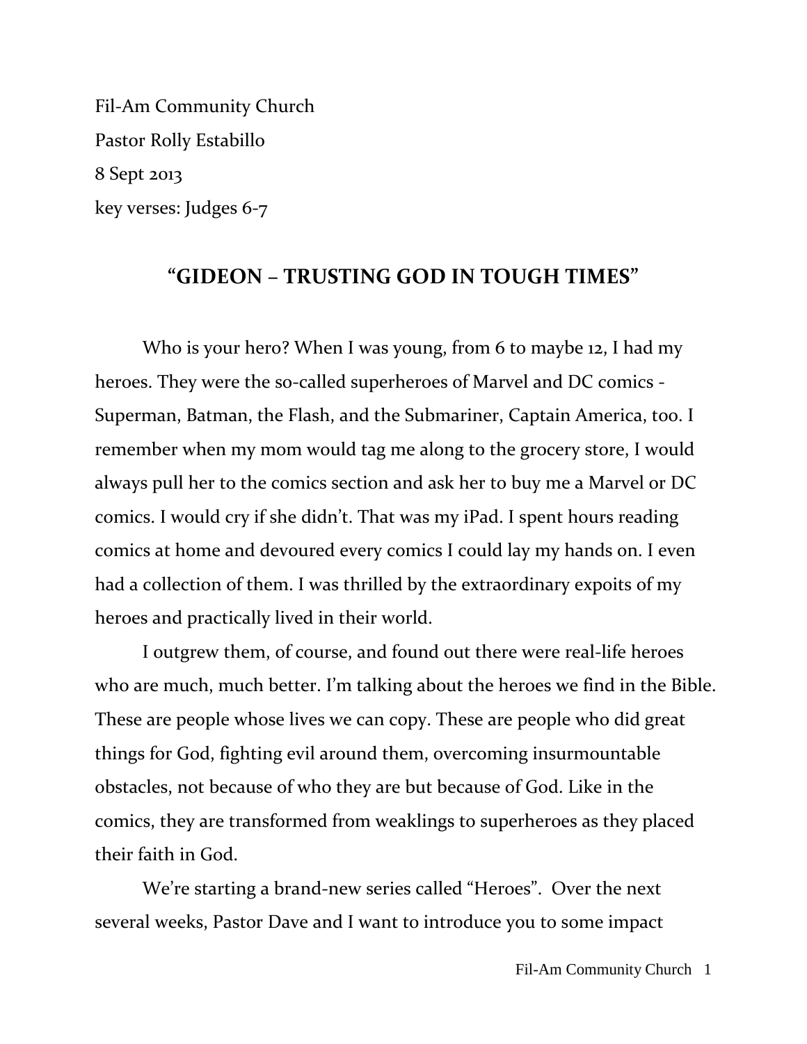Fil-Am Community Church

Pastor Rolly Estabillo

8 Sept 2013

key verses: Judges 6-7

## "GIDEON – TRUSTING GOD IN TOUGH TIMES"

Who is your hero? When I was young, from 6 to maybe 12, I had my heroes. They were the so-called superheroes of Marvel and DC comics - Superman, Batman, the Flash, and the Submariner, Captain America, too. I remember when my mom would tag me along to the grocery store, I would always pull her to the comics section and ask her to buy me a Marvel or DC comics. I would cry if she didn't. That was my iPad. I spent hours reading comics at home and devoured every comics I could lay my hands on. I even had a collection of them. I was thrilled by the extraordinary expoits of my heroes and practically lived in their world.

I outgrew them, of course, and found out there were real-life heroes who are much, much better. I'm talking about the heroes we find in the Bible. These are people whose lives we can copy. These are people who did great things for God, fighting evil around them, overcoming insurmountable obstacles, not because of who they are but because of God. Like in the comics, they are transformed from weaklings to superheroes as they placed their faith in God.

We're starting a brand-new series called "Heroes". Over the next several weeks, Pastor Dave and I want to introduce you to some impact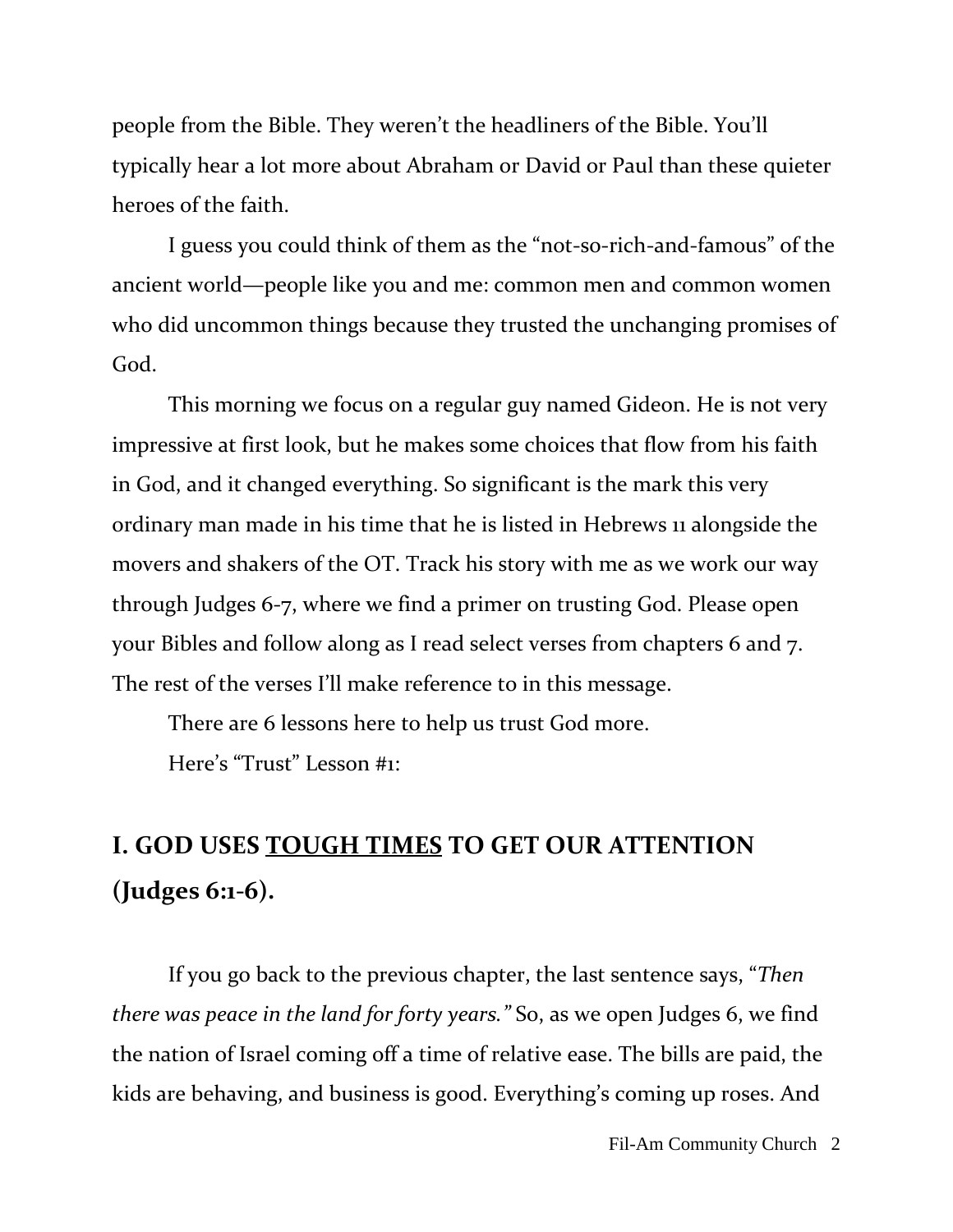people from the Bible. They weren't the headliners of the Bible. You'll typically hear a lot more about Abraham or David or Paul than these quieter heroes of the faith.

I guess you could think of them as the "not-so-rich-and-famous" of the ancient world—people like you and me: common men and common women who did uncommon things because they trusted the unchanging promises of God.

This morning we focus on a regular guy named Gideon. He is not very impressive at first look, but he makes some choices that flow from his faith in God, and it changed everything. So significant is the mark this very ordinary man made in his time that he is listed in Hebrews 11 alongside the movers and shakers of the OT. Track his story with me as we work our way through Judges 6-7, where we find a primer on trusting God. Please open your Bibles and follow along as I read select verses from chapters 6 and 7. The rest of the verses I'll make reference to in this message.

There are 6 lessons here to help us trust God more.

Here's "Trust" Lesson #1:

## I. GOD USES <u>TOUGH TIMES</u> TO GET OUR ATTENTION (Judges 6:1-6).

If you go back to the previous chapter, the last sentence says, "*Then there was peace in the land for forty years.*" So, as we open Judges 6, we find the nation of Israel coming off a time of relative ease. The bills are paid, the kids are behaving, and business is good. Everything's coming up roses. And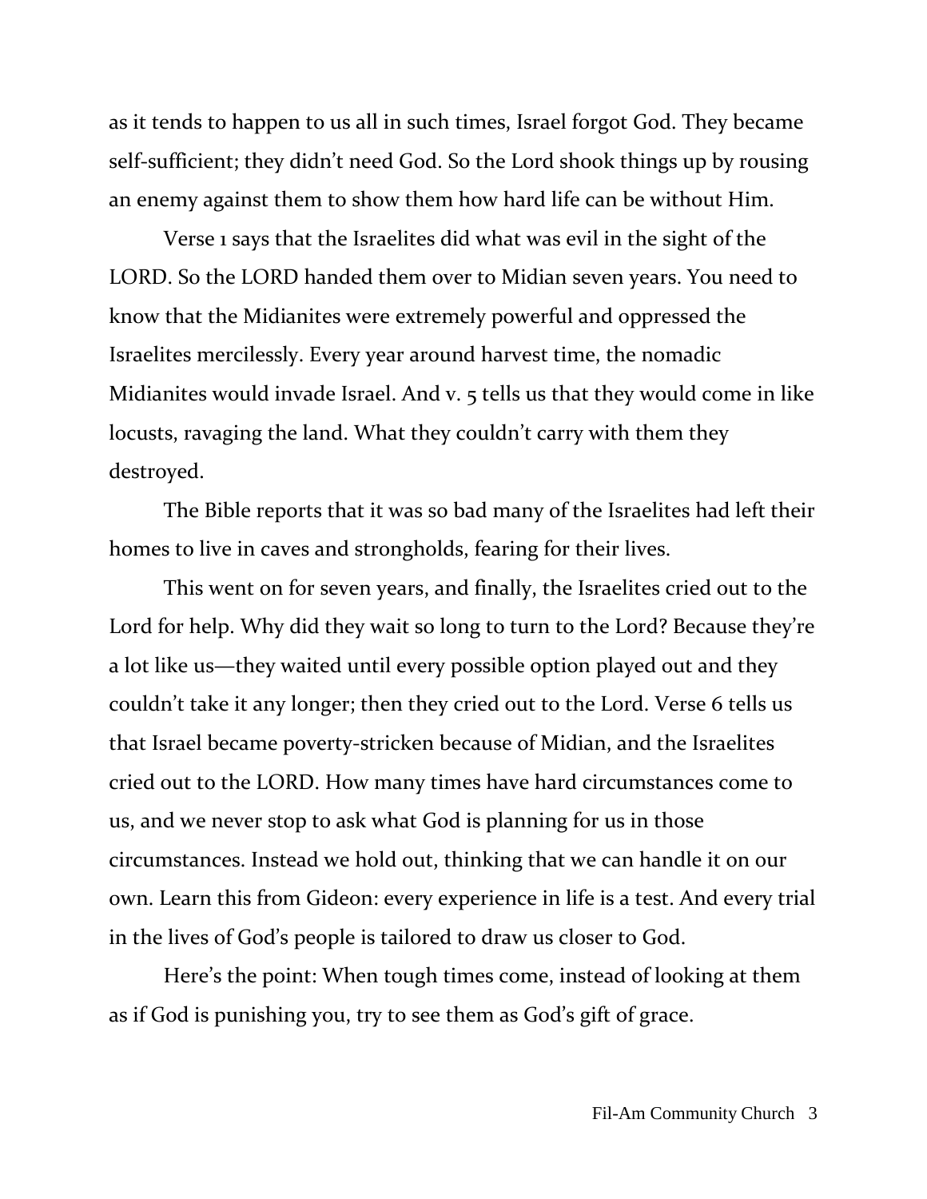as it tends to happen to us all in such times, Israel forgot God. They became self-sufficient; they didn't need God. So the Lord shook things up by rousing an enemy against them to show them how hard life can be without Him.

Verse 1 says that the Israelites did what was evil in the sight of the LORD. So the LORD handed them over to Midian seven years. You need to know that the Midianites were extremely powerful and oppressed the Israelites mercilessly. Every year around harvest time, the nomadic Midianites would invade Israel. And v. 5 tells us that they would come in like locusts, ravaging the land. What they couldn't carry with them they destroyed.

The Bible reports that it was so bad many of the Israelites had left their homes to live in caves and strongholds, fearing for their lives.

This went on for seven years, and finally, the Israelites cried out to the Lord for help. Why did they wait so long to turn to the Lord? Because they're a lot like us—they waited until every possible option played out and they couldn't take it any longer; then they cried out to the Lord. Verse 6 tells us that Israel became poverty-stricken because of Midian, and the Israelites cried out to the LORD. How many times have hard circumstances come to us, and we never stop to ask what God is planning for us in those circumstances. Instead we hold out, thinking that we can handle it on our own. Learn this from Gideon: every experience in life is a test. And every trial in the lives of God's people is tailored to draw us closer to God.

Here's the point: When tough times come, instead of looking at them as if God is punishing you, try to see them as God's gift of grace.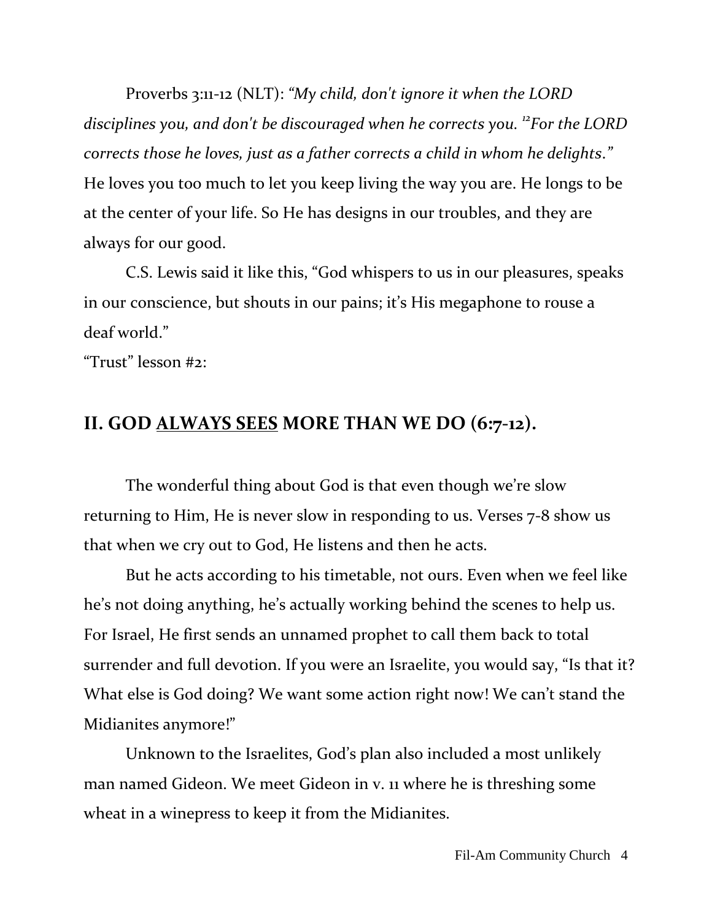Proverbs 3:11-12 (NLT): *"My child, don't ignore it when the LORD disciplines you, and don't be discouraged when he corrects you. [12]For the LORD corrects those he loves, just as a father corrects a child in whom he delights."* He loves you too much to let you keep living the way you are. He longs to be at the center of your life. So He has designs in our troubles, and they are always for our good.

C.S. Lewis said it like this, "God whispers to us in our pleasures, speaks in our conscience, but shouts in our pains; it's His megaphone to rouse a deaf world."

"Trust" lesson #2:

## II. GOD <u>ALWAYS SEES</u> MORE THAN WE DO (6:7-12).

The wonderful thing about God is that even though we're slow returning to Him, He is never slow in responding to us. Verses 7-8 show us that when we cry out to God, He listens and then he acts.

But he acts according to his timetable, not ours. Even when we feel like he's not doing anything, he's actually working behind the scenes to help us. For Israel, He first sends an unnamed prophet to call them back to total surrender and full devotion. If you were an Israelite, you would say, "Is that it? What else is God doing? We want some action right now! We can't stand the Midianites anymore!"

Unknown to the Israelites, God's plan also included a most unlikely man named Gideon. We meet Gideon in v. 11 where he is threshing some wheat in a winepress to keep it from the Midianites.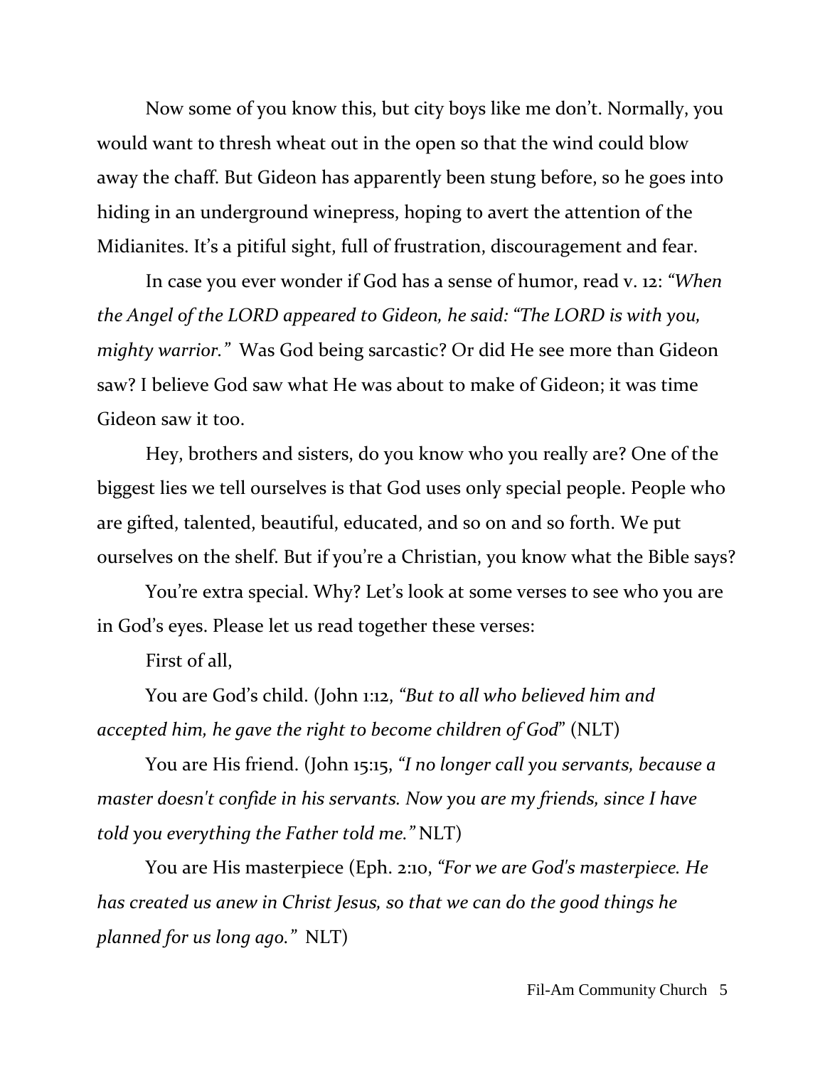Now some of you know this, but city boys like me don't. Normally, you would want to thresh wheat out in the open so that the wind could blow away the chaff. But Gideon has apparently been stung before, so he goes into hiding in an underground winepress, hoping to avert the attention of the Midianites. It's a pitiful sight, full of frustration, discouragement and fear.

In case you ever wonder if God has a sense of humor, read v. 12: *"When the Angel of the LORD appeared to Gideon, he said: "The LORD is with you, mighty warrior."* Was God being sarcastic? Or did He see more than Gideon saw? I believe God saw what He was about to make of Gideon; it was time Gideon saw it too.

Hey, brothers and sisters, do you know who you really are? One of the biggest lies we tell ourselves is that God uses only special people. People who are gifted, talented, beautiful, educated, and so on and so forth. We put ourselves on the shelf. But if you're a Christian, you know what the Bible says?

You're extra special. Why? Let's look at some verses to see who you are in God's eyes. Please let us read together these verses:

First of all,

You are God's child. (John 1:12, *"But to all who believed him and accepted him, he gave the right to become children of God*" (NLT)

You are His friend. (John 15:15, *"I no longer call you servants, because a master doesn't confide in his servants. Now you are my friends, since I have told you everything the Father told me."* NLT)

You are His masterpiece (Eph. 2:10, *"For we are God's masterpiece. He has created us anew in Christ Jesus, so that we can do the good things he planned for us long ago."* NLT)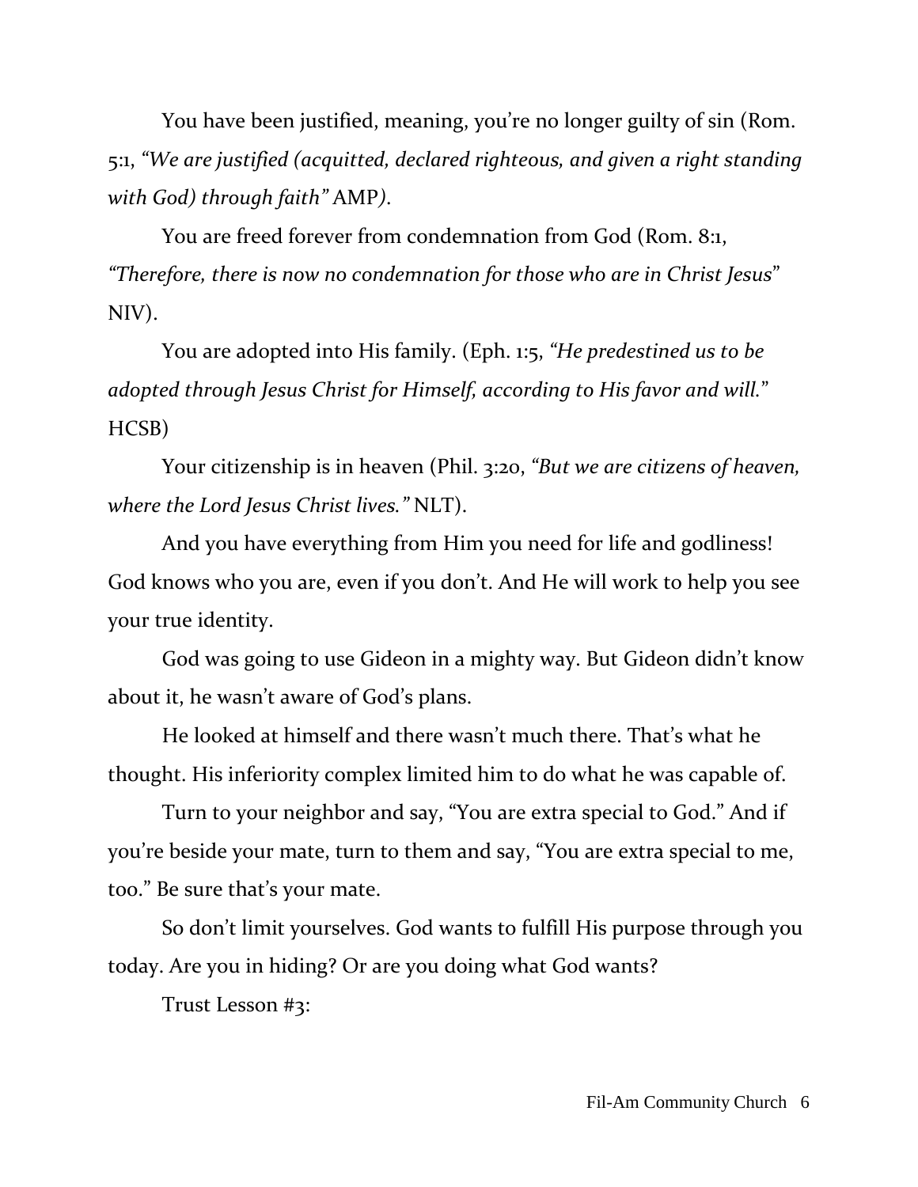You have been justified, meaning, you're no longer guilty of sin (Rom. 5:1, *"We are justified (acquitted, declared righteous, and given a right standing with God) through faith"* AMP*)*.

You are freed forever from condemnation from God (Rom. 8:1, *"Therefore, there is now no condemnation for those who are in Christ Jesus"* NIV).

You are adopted into His family. (Eph. 1:5, *"He predestined us to be adopted through Jesus Christ for Himself, according to His favor and will."* HCSB)

Your citizenship is in heaven (Phil. 3:20, *"But we are citizens of heaven, where the Lord Jesus Christ lives."* NLT).

And you have everything from Him you need for life and godliness! God knows who you are, even if you don't. And He will work to help you see your true identity.

God was going to use Gideon in a mighty way. But Gideon didn't know about it, he wasn't aware of God's plans.

He looked at himself and there wasn't much there. That's what he thought. His inferiority complex limited him to do what he was capable of.

Turn to your neighbor and say, "You are extra special to God." And if you're beside your mate, turn to them and say, "You are extra special to me, too." Be sure that's your mate.

So don't limit yourselves. God wants to fulfill His purpose through you today. Are you in hiding? Or are you doing what God wants?

Trust Lesson #3: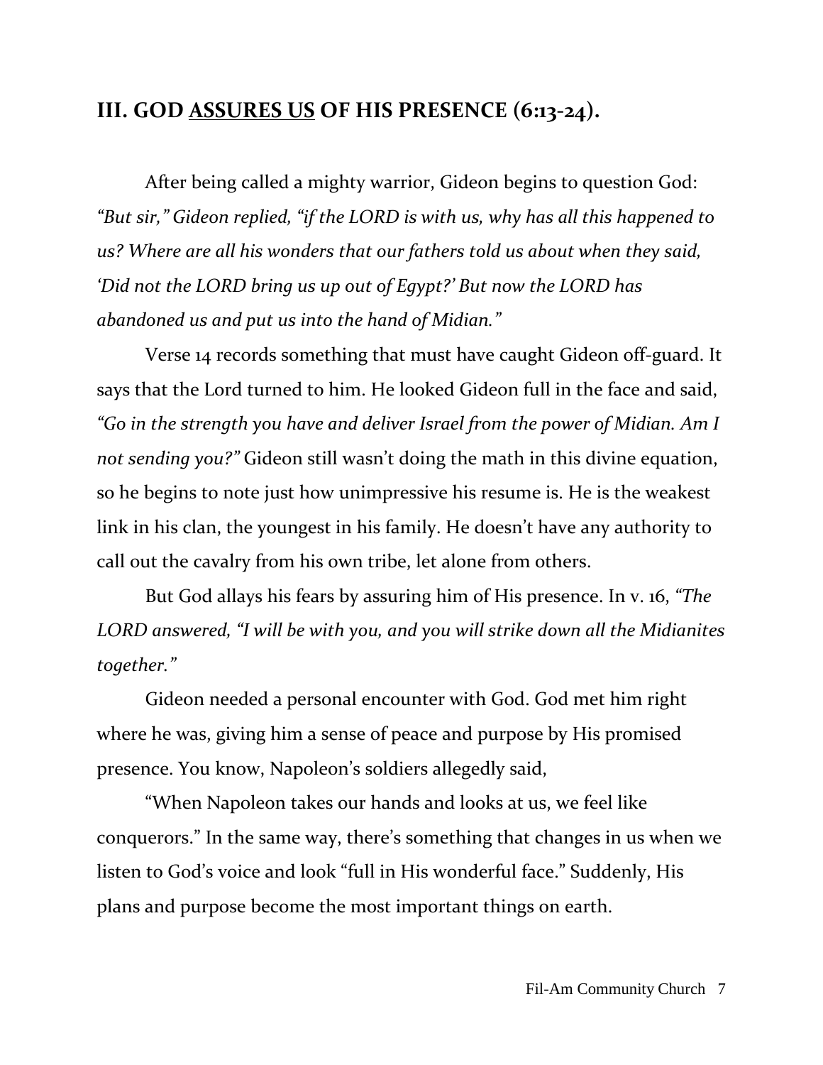## III. GOD <u>ASSURES US</u> OF HIS PRESENCE (6:13-24).

After being called a mighty warrior, Gideon begins to question God: *"But sir," Gideon replied, "if the LORD is with us, why has all this happened to us? Where are all his wonders that our fathers told us about when they said, 'Did not the LORD bring us up out of Egypt?' But now the LORD has abandoned us and put us into the hand of Midian."*

Verse 14 records something that must have caught Gideon off-guard. It says that the Lord turned to him. He looked Gideon full in the face and said, *"Go in the strength you have and deliver Israel from the power of Midian. Am I not sending you?"* Gideon still wasn't doing the math in this divine equation, so he begins to note just how unimpressive his resume is. He is the weakest link in his clan, the youngest in his family. He doesn't have any authority to call out the cavalry from his own tribe, let alone from others.

But God allays his fears by assuring him of His presence. In v. 16, *"The LORD answered, "I will be with you, and you will strike down all the Midianites together."*

Gideon needed a personal encounter with God. God met him right where he was, giving him a sense of peace and purpose by His promised presence. You know, Napoleon's soldiers allegedly said,

"When Napoleon takes our hands and looks at us, we feel like conquerors." In the same way, there's something that changes in us when we listen to God's voice and look "full in His wonderful face." Suddenly, His plans and purpose become the most important things on earth.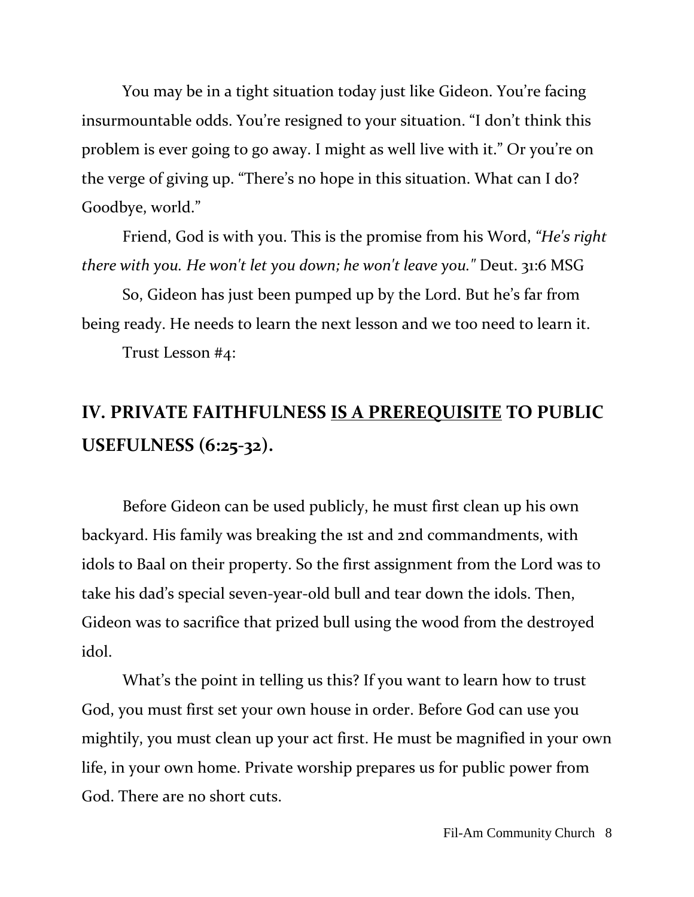You may be in a tight situation today just like Gideon. You're facing insurmountable odds. You're resigned to your situation. "I don't think this problem is ever going to go away. I might as well live with it." Or you're on the verge of giving up. "There's no hope in this situation. What can I do? Goodbye, world."

Friend, God is with you. This is the promise from his Word, *"He's right there with you. He won't let you down; he won't leave you."* Deut. 31:6 MSG

So, Gideon has just been pumped up by the Lord. But he's far from being ready. He needs to learn the next lesson and we too need to learn it.

Trust Lesson #4:

## IV. PRIVATE FAITHFULNESS <u>IS A PREREQUISITE</u> TO PUBLIC USEFULNESS (6:25-32).

Before Gideon can be used publicly, he must first clean up his own backyard. His family was breaking the 1st and 2nd commandments, with idols to Baal on their property. So the first assignment from the Lord was to take his dad's special seven-year-old bull and tear down the idols. Then, Gideon was to sacrifice that prized bull using the wood from the destroyed idol.

What's the point in telling us this? If you want to learn how to trust God, you must first set your own house in order. Before God can use you mightily, you must clean up your act first. He must be magnified in your own life, in your own home. Private worship prepares us for public power from God. There are no short cuts.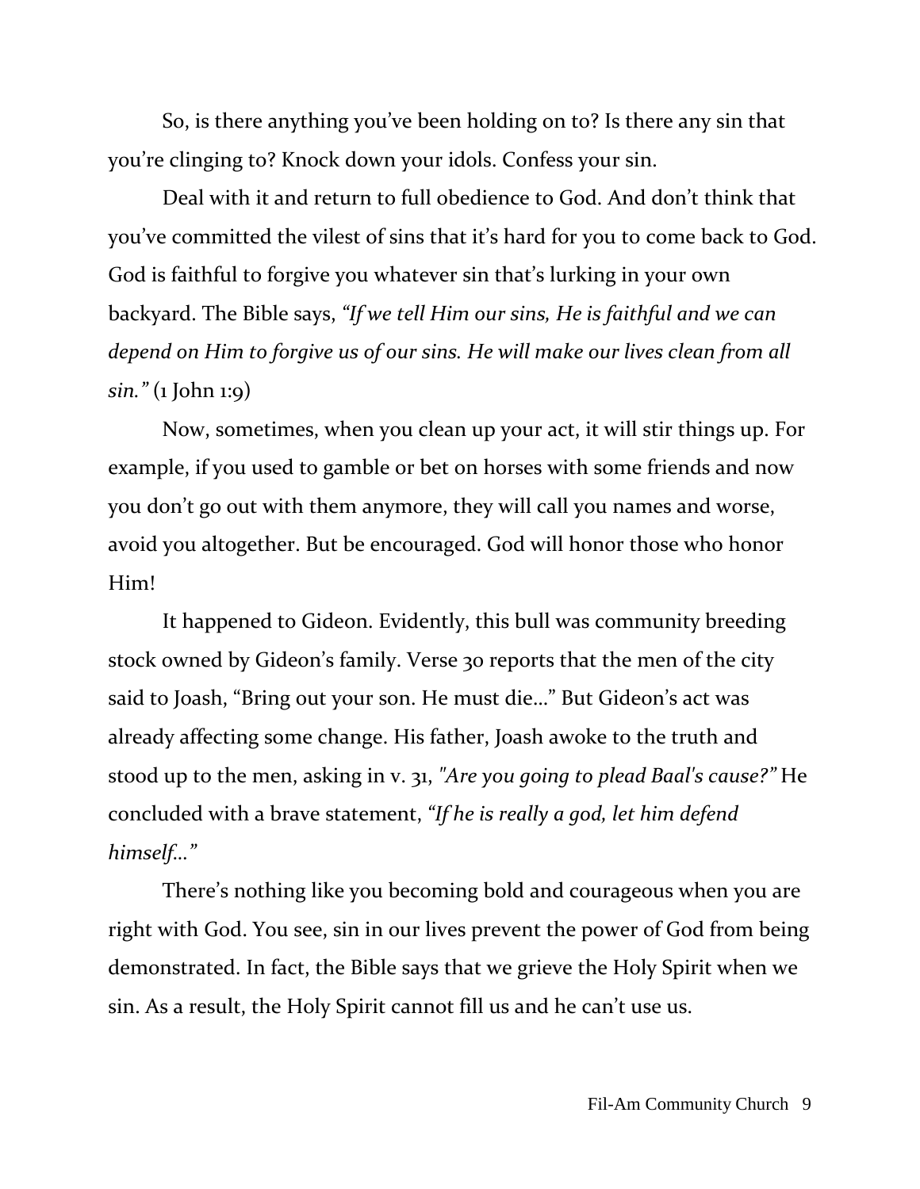So, is there anything you've been holding on to? Is there any sin that you're clinging to? Knock down your idols. Confess your sin.

Deal with it and return to full obedience to God. And don't think that you've committed the vilest of sins that it's hard for you to come back to God. God is faithful to forgive you whatever sin that's lurking in your own backyard. The Bible says, *"If we tell Him our sins, He is faithful and we can depend on Him to forgive us of our sins. He will make our lives clean from all sin."* (1 John 1:9)

Now, sometimes, when you clean up your act, it will stir things up. For example, if you used to gamble or bet on horses with some friends and now you don't go out with them anymore, they will call you names and worse, avoid you altogether. But be encouraged. God will honor those who honor Him!

It happened to Gideon. Evidently, this bull was community breeding stock owned by Gideon's family. Verse 30 reports that the men of the city said to Joash, "Bring out your son. He must die…" But Gideon's act was already affecting some change. His father, Joash awoke to the truth and stood up to the men, asking in v. 31, *"Are you going to plead Baal's cause?"* He concluded with a brave statement, *"If he is really a god, let him defend himself…"*

There's nothing like you becoming bold and courageous when you are right with God. You see, sin in our lives prevent the power of God from being demonstrated. In fact, the Bible says that we grieve the Holy Spirit when we sin. As a result, the Holy Spirit cannot fill us and he can't use us.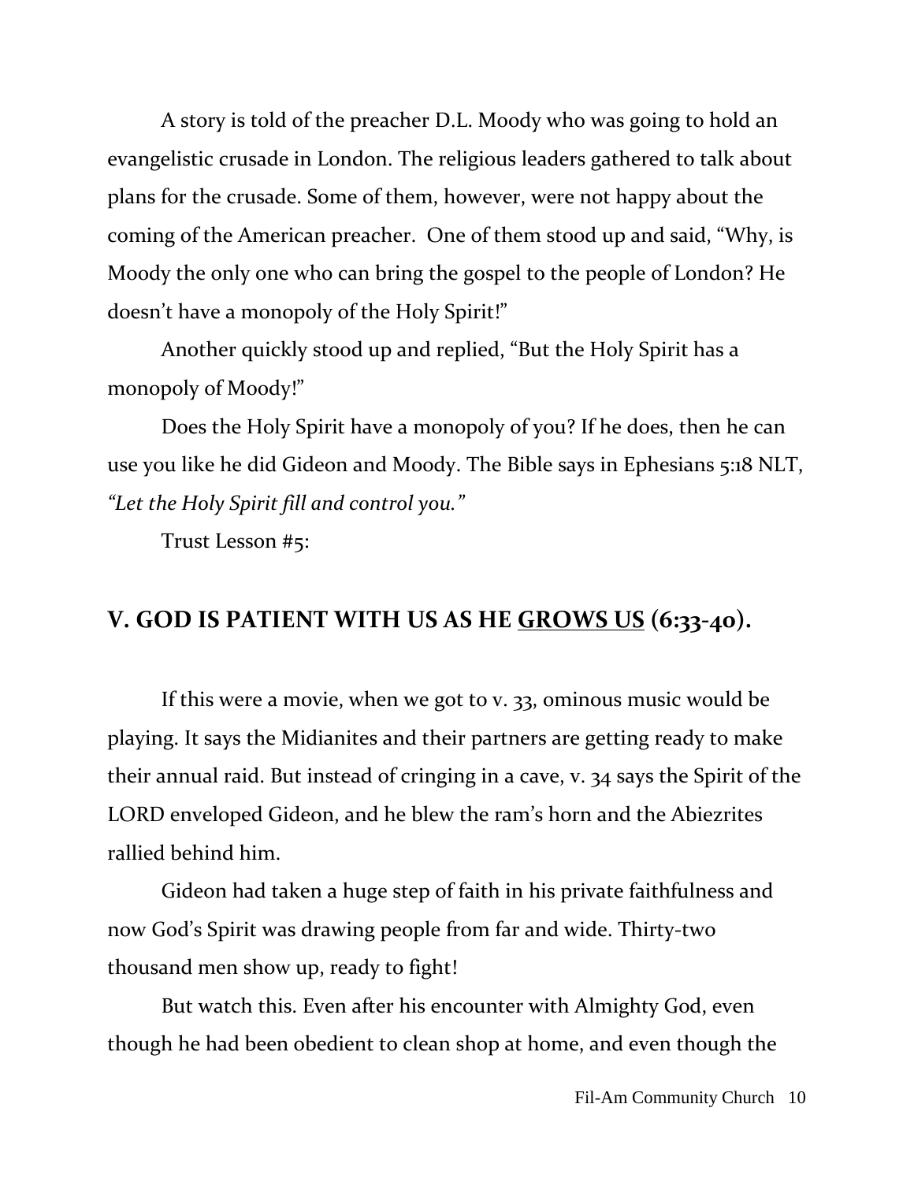A story is told of the preacher D.L. Moody who was going to hold an evangelistic crusade in London. The religious leaders gathered to talk about plans for the crusade. Some of them, however, were not happy about the coming of the American preacher. One of them stood up and said, "Why, is Moody the only one who can bring the gospel to the people of London? He doesn't have a monopoly of the Holy Spirit!"

Another quickly stood up and replied, "But the Holy Spirit has a monopoly of Moody!"

Does the Holy Spirit have a monopoly of you? If he does, then he can use you like he did Gideon and Moody. The Bible says in Ephesians 5:18 NLT, *"Let the Holy Spirit fill and control you."*

Trust Lesson #5:

## V. GOD IS PATIENT WITH US AS HE <u>GROWS US</u> (6:33-40).

If this were a movie, when we got to v. 33, ominous music would be playing. It says the Midianites and their partners are getting ready to make their annual raid. But instead of cringing in a cave, v. 34 says the Spirit of the LORD enveloped Gideon, and he blew the ram's horn and the Abiezrites rallied behind him.

Gideon had taken a huge step of faith in his private faithfulness and now God's Spirit was drawing people from far and wide. Thirty-two thousand men show up, ready to fight!

But watch this. Even after his encounter with Almighty God, even though he had been obedient to clean shop at home, and even though the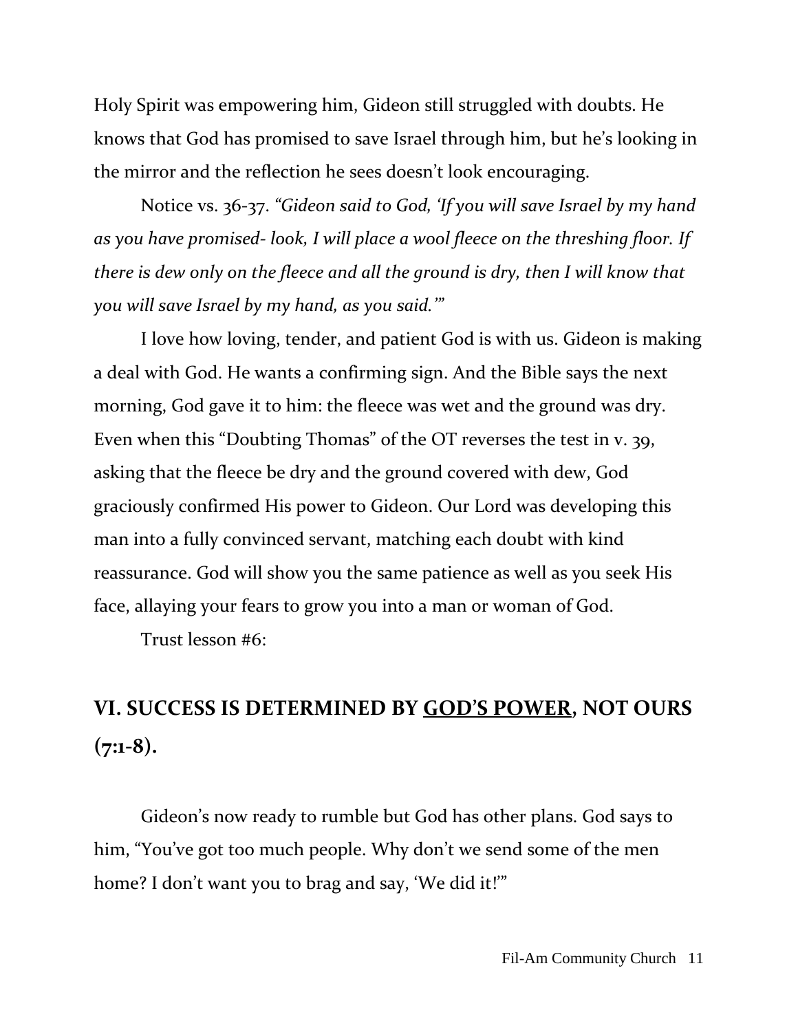Holy Spirit was empowering him, Gideon still struggled with doubts. He knows that God has promised to save Israel through him, but he's looking in the mirror and the reflection he sees doesn't look encouraging.

Notice vs. 36-37. *"Gideon said to God, 'If you will save Israel by my hand as you have promised- look, I will place a wool fleece on the threshing floor. If there is dew only on the fleece and all the ground is dry, then I will know that you will save Israel by my hand, as you said.'"*

I love how loving, tender, and patient God is with us. Gideon is making a deal with God. He wants a confirming sign. And the Bible says the next morning, God gave it to him: the fleece was wet and the ground was dry. Even when this "Doubting Thomas" of the OT reverses the test in v. 39, asking that the fleece be dry and the ground covered with dew, God graciously confirmed His power to Gideon. Our Lord was developing this man into a fully convinced servant, matching each doubt with kind reassurance. God will show you the same patience as well as you seek His face, allaying your fears to grow you into a man or woman of God.

Trust lesson #6:

## VI. SUCCESS IS DETERMINED BY <u>GOD'S POWER</u>, NOT OURS (7:1-8).

Gideon's now ready to rumble but God has other plans. God says to him, "You've got too much people. Why don't we send some of the men home? I don't want you to brag and say, 'We did it!'"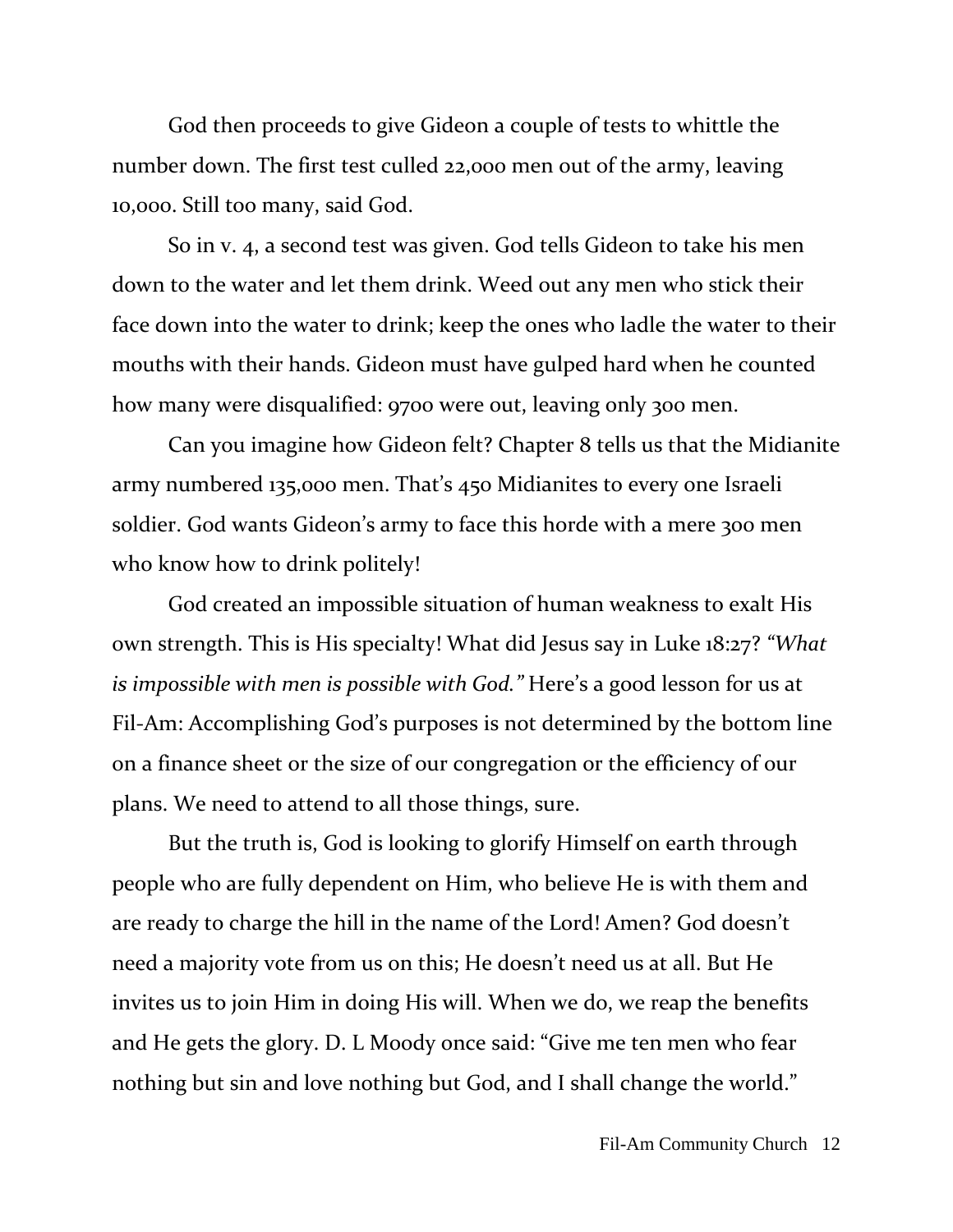God then proceeds to give Gideon a couple of tests to whittle the number down. The first test culled 22,000 men out of the army, leaving 10,000. Still too many, said God.

So in v. 4, a second test was given. God tells Gideon to take his men down to the water and let them drink. Weed out any men who stick their face down into the water to drink; keep the ones who ladle the water to their mouths with their hands. Gideon must have gulped hard when he counted how many were disqualified: 9700 were out, leaving only 300 men.

Can you imagine how Gideon felt? Chapter 8 tells us that the Midianite army numbered 135,000 men. That's 450 Midianites to every one Israeli soldier. God wants Gideon's army to face this horde with a mere 300 men who know how to drink politely!

God created an impossible situation of human weakness to exalt His own strength. This is His specialty! What did Jesus say in Luke 18:27? *"What is impossible with men is possible with God."* Here's a good lesson for us at Fil-Am: Accomplishing God's purposes is not determined by the bottom line on a finance sheet or the size of our congregation or the efficiency of our plans. We need to attend to all those things, sure.

But the truth is, God is looking to glorify Himself on earth through people who are fully dependent on Him, who believe He is with them and are ready to charge the hill in the name of the Lord! Amen? God doesn't need a majority vote from us on this; He doesn't need us at all. But He invites us to join Him in doing His will. When we do, we reap the benefits and He gets the glory. D. L Moody once said: "Give me ten men who fear nothing but sin and love nothing but God, and I shall change the world."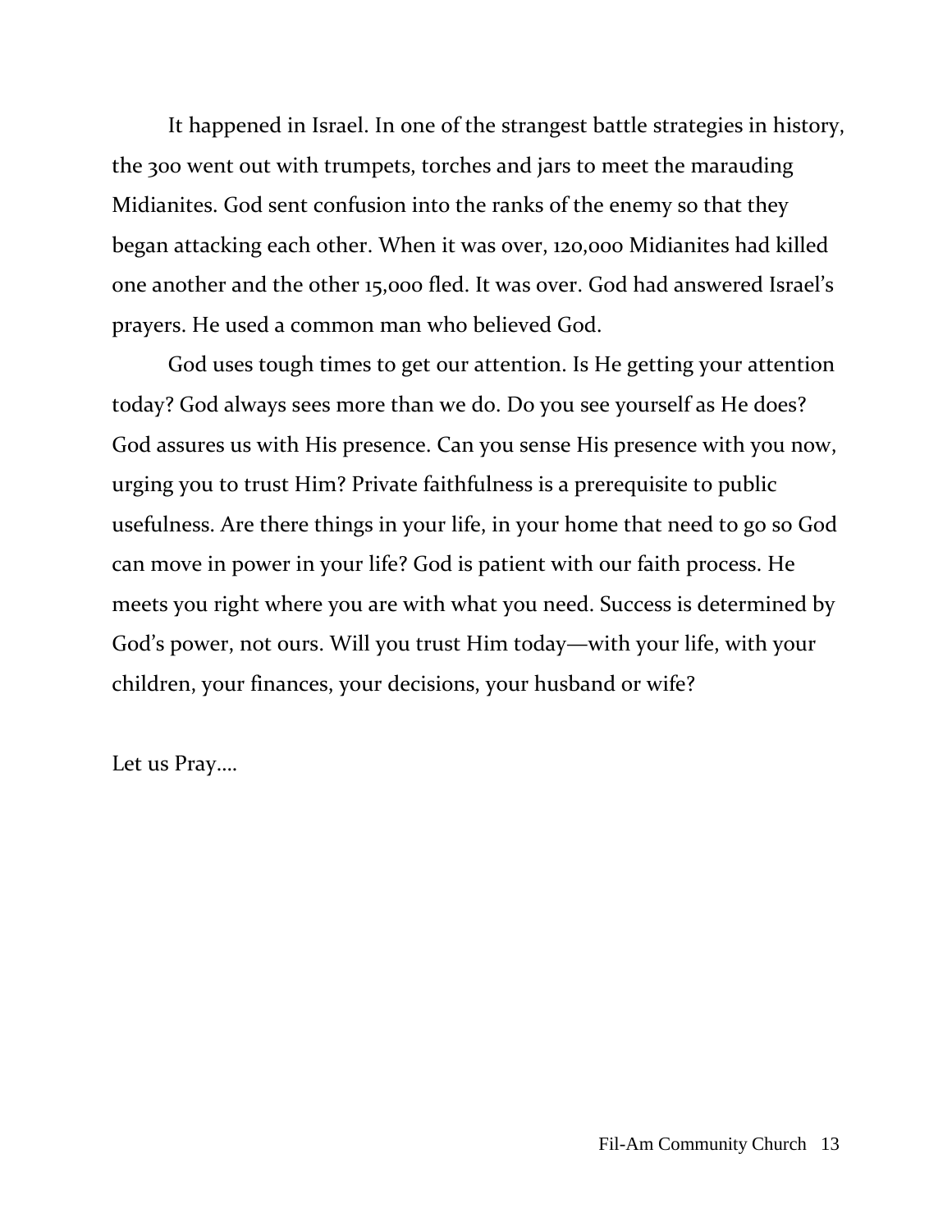It happened in Israel. In one of the strangest battle strategies in history, the 300 went out with trumpets, torches and jars to meet the marauding Midianites. God sent confusion into the ranks of the enemy so that they began attacking each other. When it was over, 120,000 Midianites had killed one another and the other 15,000 fled. It was over. God had answered Israel's prayers. He used a common man who believed God.

God uses tough times to get our attention. Is He getting your attention today? God always sees more than we do. Do you see yourself as He does? God assures us with His presence. Can you sense His presence with you now, urging you to trust Him? Private faithfulness is a prerequisite to public usefulness. Are there things in your life, in your home that need to go so God can move in power in your life? God is patient with our faith process. He meets you right where you are with what you need. Success is determined by God's power, not ours. Will you trust Him today—with your life, with your children, your finances, your decisions, your husband or wife?

Let us Pray….